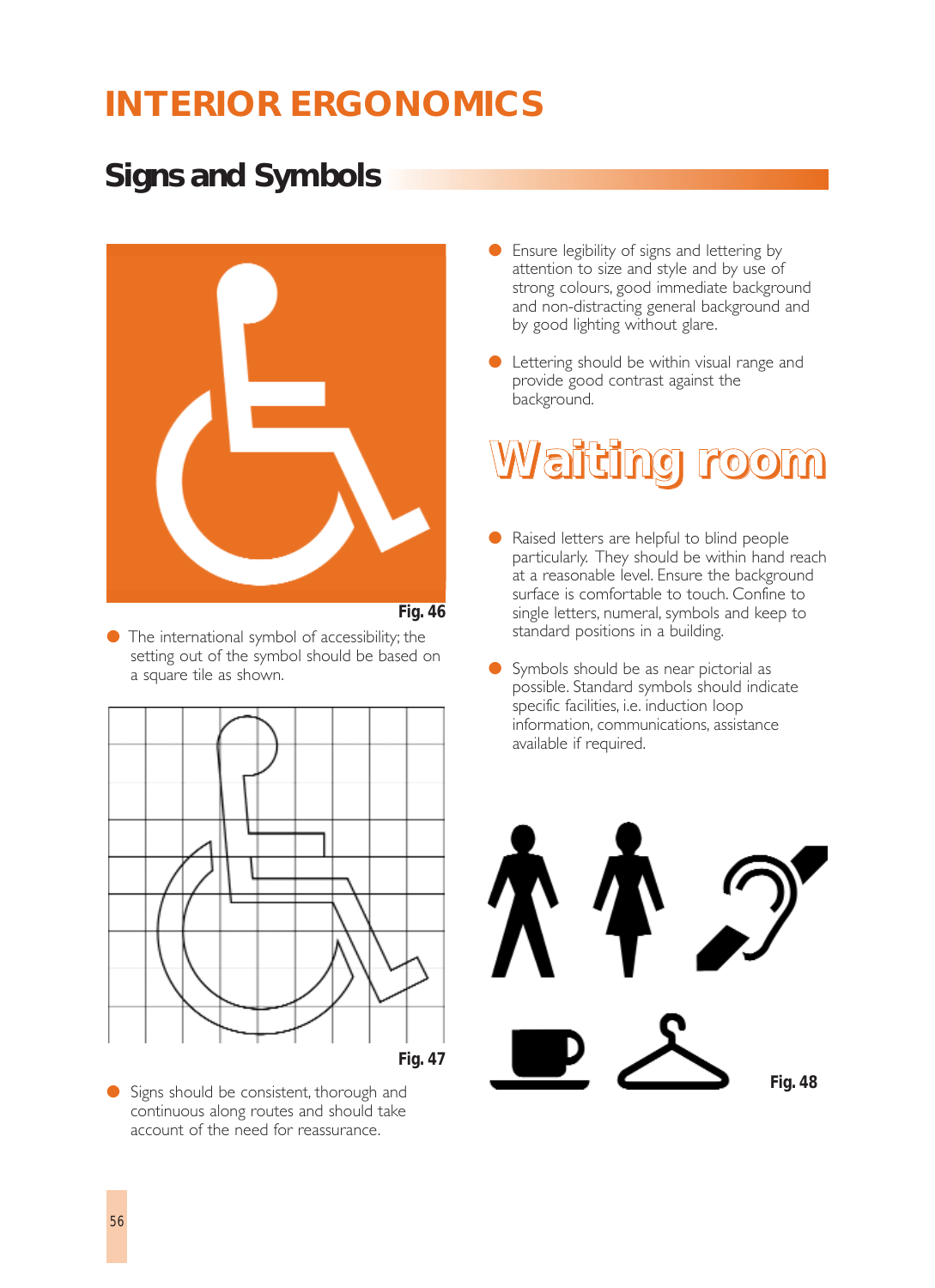# INTERIOR ERGONOMICS

## Signs and Symbols

Fig. 46

- The international symbol of accessibility; the setting out of the symbol should be based on a square tile as shown.

Fig. 47

- Signs should be consistent, thorough and continuous along routes and should take account of the need for reassurance.

- Ensure legibility of signs and lettering by attention to size and style and by use of strong colours, good immediate background and non-distracting general background and by good lighting without glare.

- Lettering should be within visual range and provide good contrast against the background.

Waiting room

- Raised letters are helpful to blind people particularly. They should be within hand reach at a reasonable level. Ensure the background surface is comfortable to touch. Confine to single letters, numeral, symbols and keep to standard positions in a building.

- Symbols should be as near pictorial as possible. Standard symbols should indicate specific facilities, i.e. induction loop information, communications, assistance available if required.

Fig. 48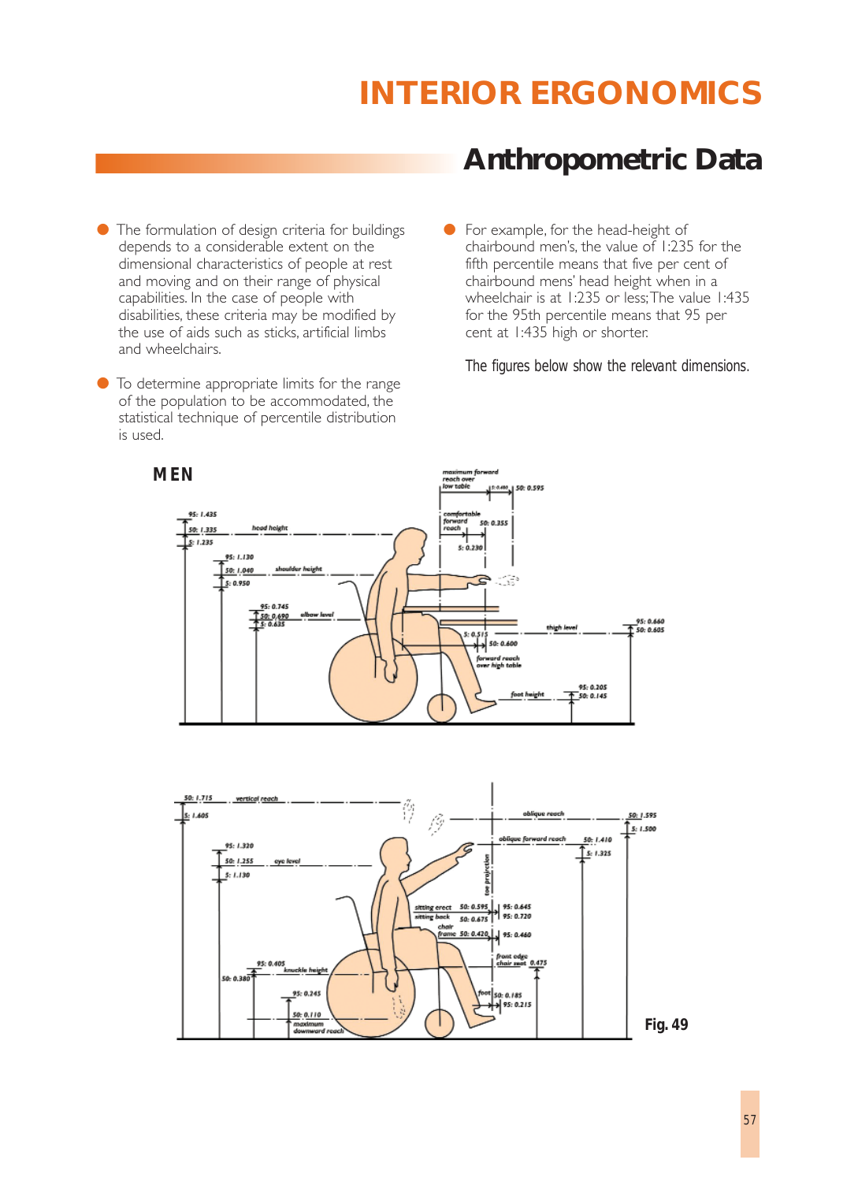# INTERIOR ERGONOMICS

## Anthropometric Data

- The formulation of design criteria for buildings depends to a considerable extent on the dimensional characteristics of people at rest and moving and on their range of physical capabilities. In the case of people with disabilities, these criteria may be modified by the use of aids such as sticks, artificial limbs and wheelchairs.

- To determine appropriate limits for the range of the population to be accommodated, the statistical technique of percentile distribution is used.

- For example, for the head-height of chairbound men's, the value of 1:235 for the fifth percentile means that five per cent of chairbound mens' head height when in a wheelchair is at 1:235 or less; The value 1:435 for the 95th percentile means that 95 per cent at 1:435 high or shorter.

The figures below show the relevant dimensions.

**MEN**

Fig. 49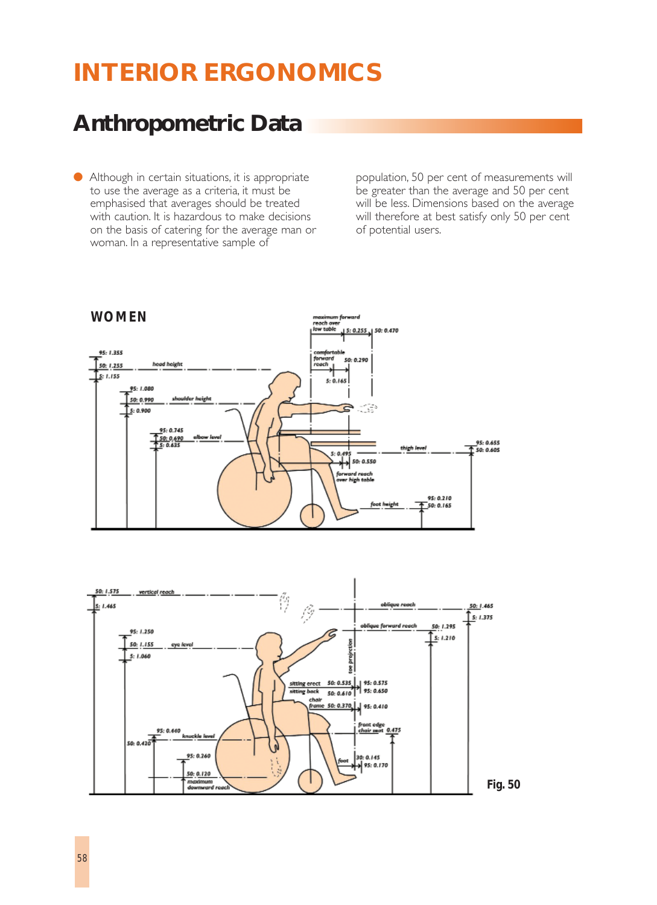# INTERIOR ERGONOMICS

## Anthropometric Data

- Although in certain situations, it is appropriate to use the average as a criteria, it must be emphasised that averages should be treated with caution. It is hazardous to make decisions on the basis of catering for the average man or woman. In a representative sample of population, 50 per cent of measurements will be greater than the average and 50 per cent will be less. Dimensions based on the average will therefore at best satisfy only 50 per cent of potential users.

**WOMEN**

Fig. 50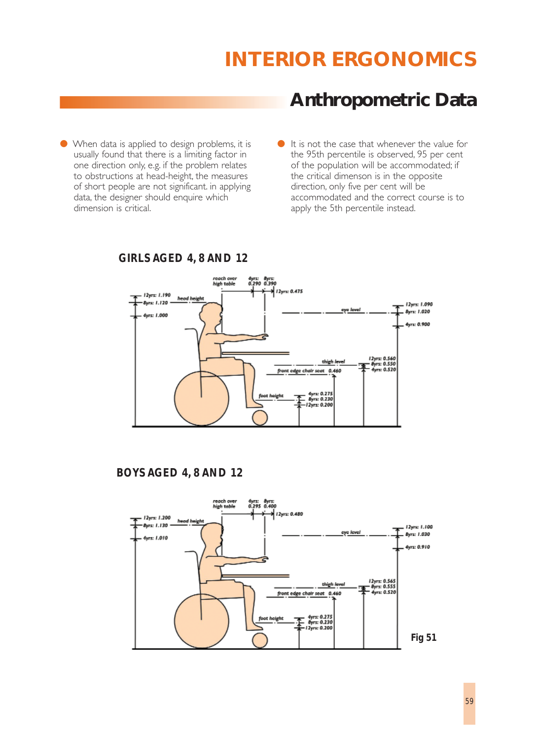# INTERIOR ERGONOMICS

## Anthropometric Data

- When data is applied to design problems, it is usually found that there is a limiting factor in one direction only, e.g. if the problem relates to obstructions at head-height, the measures of short people are not significant. in applying data, the designer should enquire which dimension is critical.
- It is not the case that whenever the value for the 95th percentile is observed, 95 per cent of the population will be accommodated; if the critical dimenson is in the opposite direction, only five per cent will be accommodated and the correct course is to apply the 5th percentile instead.

**GIRLS AGED 4, 8 AND 12**

reach over high table — 4yrs: 0.290 8yrs: 0.390 12yrs: 0.475

head height — 12yrs: 1.190 8yrs: 1.120 4yrs: 1.000

eye level — 12yrs: 1.090 8yrs: 1.020 4yrs: 0.900

thigh level — 12yrs: 0.560 8yrs: 0.550 4yrs: 0.520

front edge chair seat 0.460

foot height — 4yrs: 0.275 8yrs: 0.230 12yrs: 0.200

**BOYS AGED 4, 8 AND 12**

reach over high table — 4yrs: 0.295 8yrs: 0.400 12yrs: 0.480

head height — 12yrs: 1.200 8yrs: 1.130 4yrs: 1.010

eye level — 12yrs: 1.100 8yrs: 1.030 4yrs: 0.910

thigh level — 12yrs: 0.565 8yrs: 0.555 4yrs: 0.520

front edge chair seat 0.460

foot height — 4yrs: 0.275 8yrs: 0.230 12yrs: 0.200

**Fig 51**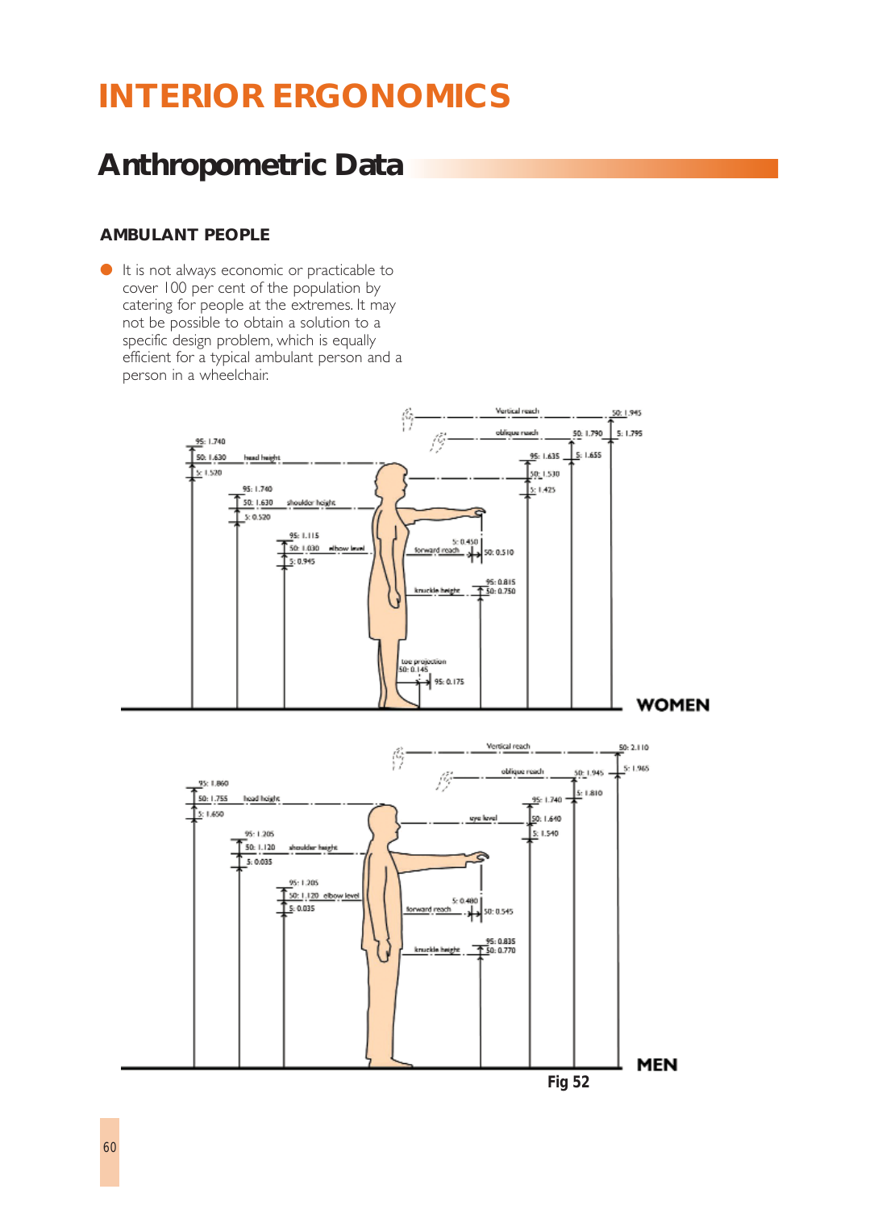# INTERIOR ERGONOMICS

## Anthropometric Data

### AMBULANT PEOPLE

- It is not always economic or practicable to cover 100 per cent of the population by catering for people at the extremes. It may not be possible to obtain a solution to a specific design problem, which is equally efficient for a typical ambulant person and a person in a wheelchair.

Fig 52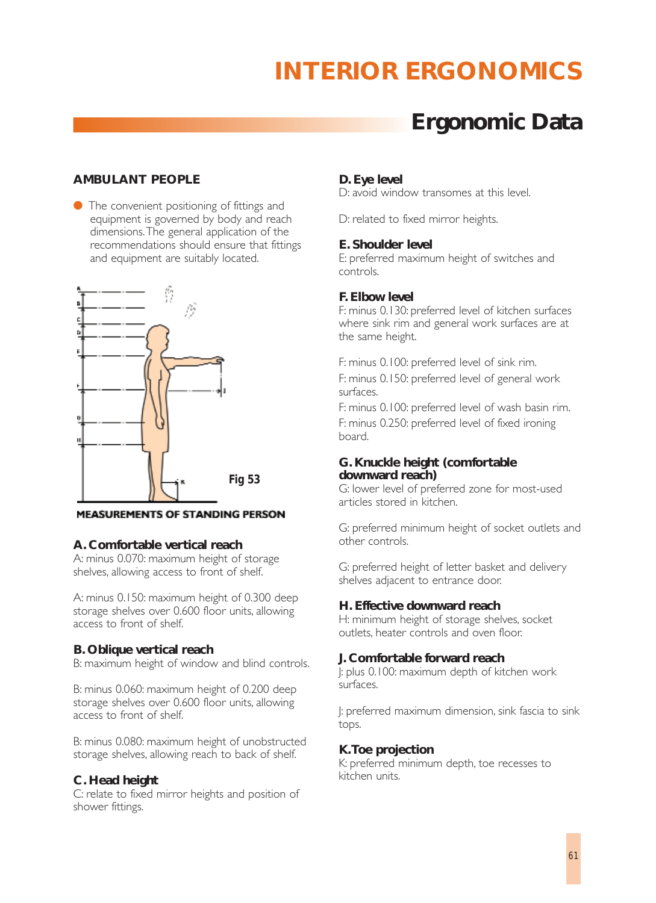# INTERIOR ERGONOMICS

## Ergonomic Data

### AMBULANT PEOPLE

- The convenient positioning of fittings and equipment is governed by body and reach dimensions. The general application of the recommendations should ensure that fittings and equipment are suitably located.

Fig 53

MEASUREMENTS OF STANDING PERSON

**A. Comfortable vertical reach**

A: minus 0.070: maximum height of storage shelves, allowing access to front of shelf.

A: minus 0.150: maximum height of 0.300 deep storage shelves over 0.600 floor units, allowing access to front of shelf.

**B. Oblique vertical reach**

B: maximum height of window and blind controls.

B: minus 0.060: maximum height of 0.200 deep storage shelves over 0.600 floor units, allowing access to front of shelf.

B: minus 0.080: maximum height of unobstructed storage shelves, allowing reach to back of shelf.

**C. Head height**

C: relate to fixed mirror heights and position of shower fittings.

**D. Eye level**

D: avoid window transomes at this level.

D: related to fixed mirror heights.

**E. Shoulder level**

E: preferred maximum height of switches and controls.

**F. Elbow level**

F: minus 0.130: preferred level of kitchen surfaces where sink rim and general work surfaces are at the same height.

F: minus 0.100: preferred level of sink rim.

F: minus 0.150: preferred level of general work surfaces.

F: minus 0.100: preferred level of wash basin rim.

F: minus 0.250: preferred level of fixed ironing board.

**G. Knuckle height (comfortable downward reach)**

G: lower level of preferred zone for most-used articles stored in kitchen.

G: preferred minimum height of socket outlets and other controls.

G: preferred height of letter basket and delivery shelves adjacent to entrance door.

**H. Effective downward reach**

H: minimum height of storage shelves, socket outlets, heater controls and oven floor.

**J. Comfortable forward reach**

J: plus 0.100: maximum depth of kitchen work surfaces.

J: preferred maximum dimension, sink fascia to sink tops.

**K. Toe projection**

K: preferred minimum depth, toe recesses to kitchen units.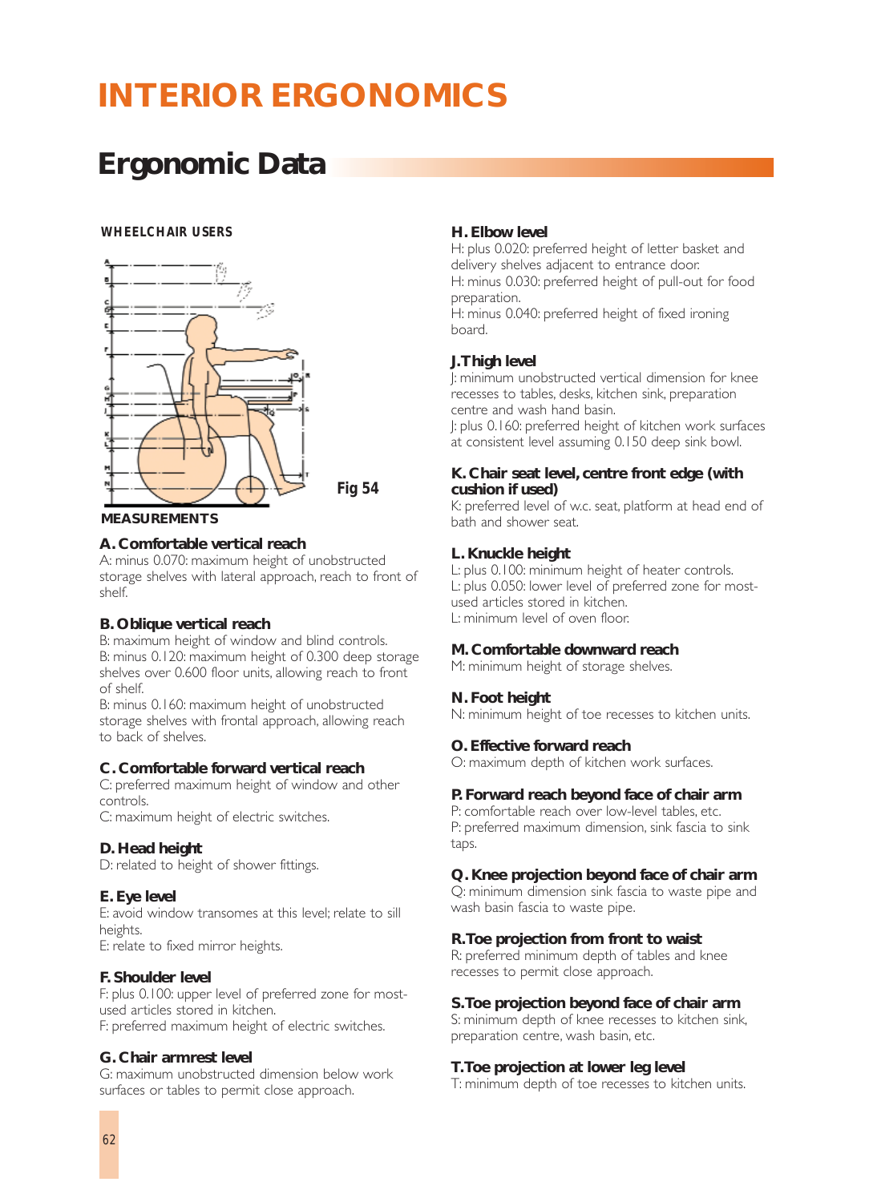# INTERIOR ERGONOMICS

## Ergonomic Data

**WHEELCHAIR USERS**

Fig 54

**MEASUREMENTS**

### A. Comfortable vertical reach

A: minus 0.070: maximum height of unobstructed storage shelves with lateral approach, reach to front of shelf.

### B. Oblique vertical reach

B: maximum height of window and blind controls.
B: minus 0.120: maximum height of 0.300 deep storage shelves over 0.600 floor units, allowing reach to front of shelf.
B: minus 0.160: maximum height of unobstructed storage shelves with frontal approach, allowing reach to back of shelves.

### C. Comfortable forward vertical reach

C: preferred maximum height of window and other controls.
C: maximum height of electric switches.

### D. Head height

D: related to height of shower fittings.

### E. Eye level

E: avoid window transomes at this level; relate to sill heights.
E: relate to fixed mirror heights.

### F. Shoulder level

F: plus 0.100: upper level of preferred zone for most-used articles stored in kitchen.
F: preferred maximum height of electric switches.

### G. Chair armrest level

G: maximum unobstructed dimension below work surfaces or tables to permit close approach.

### H. Elbow level

H: plus 0.020: preferred height of letter basket and delivery shelves adjacent to entrance door.
H: minus 0.030: preferred height of pull-out for food preparation.
H: minus 0.040: preferred height of fixed ironing board.

### J. Thigh level

J: minimum unobstructed vertical dimension for knee recesses to tables, desks, kitchen sink, preparation centre and wash hand basin.
J: plus 0.160: preferred height of kitchen work surfaces at consistent level assuming 0.150 deep sink bowl.

### K. Chair seat level, centre front edge (with cushion if used)

K: preferred level of w.c. seat, platform at head end of bath and shower seat.

### L. Knuckle height

L: plus 0.100: minimum height of heater controls.
L: plus 0.050: lower level of preferred zone for most-used articles stored in kitchen.
L: minimum level of oven floor.

### M. Comfortable downward reach

M: minimum height of storage shelves.

### N. Foot height

N: minimum height of toe recesses to kitchen units.

### O. Effective forward reach

O: maximum depth of kitchen work surfaces.

### P. Forward reach beyond face of chair arm

P: comfortable reach over low-level tables, etc.
P: preferred maximum dimension, sink fascia to sink taps.

### Q. Knee projection beyond face of chair arm

Q: minimum dimension sink fascia to waste pipe and wash basin fascia to waste pipe.

### R. Toe projection from front to waist

R: preferred minimum depth of tables and knee recesses to permit close approach.

### S. Toe projection beyond face of chair arm

S: minimum depth of knee recesses to kitchen sink, preparation centre, wash basin, etc.

### T. Toe projection at lower leg level

T: minimum depth of toe recesses to kitchen units.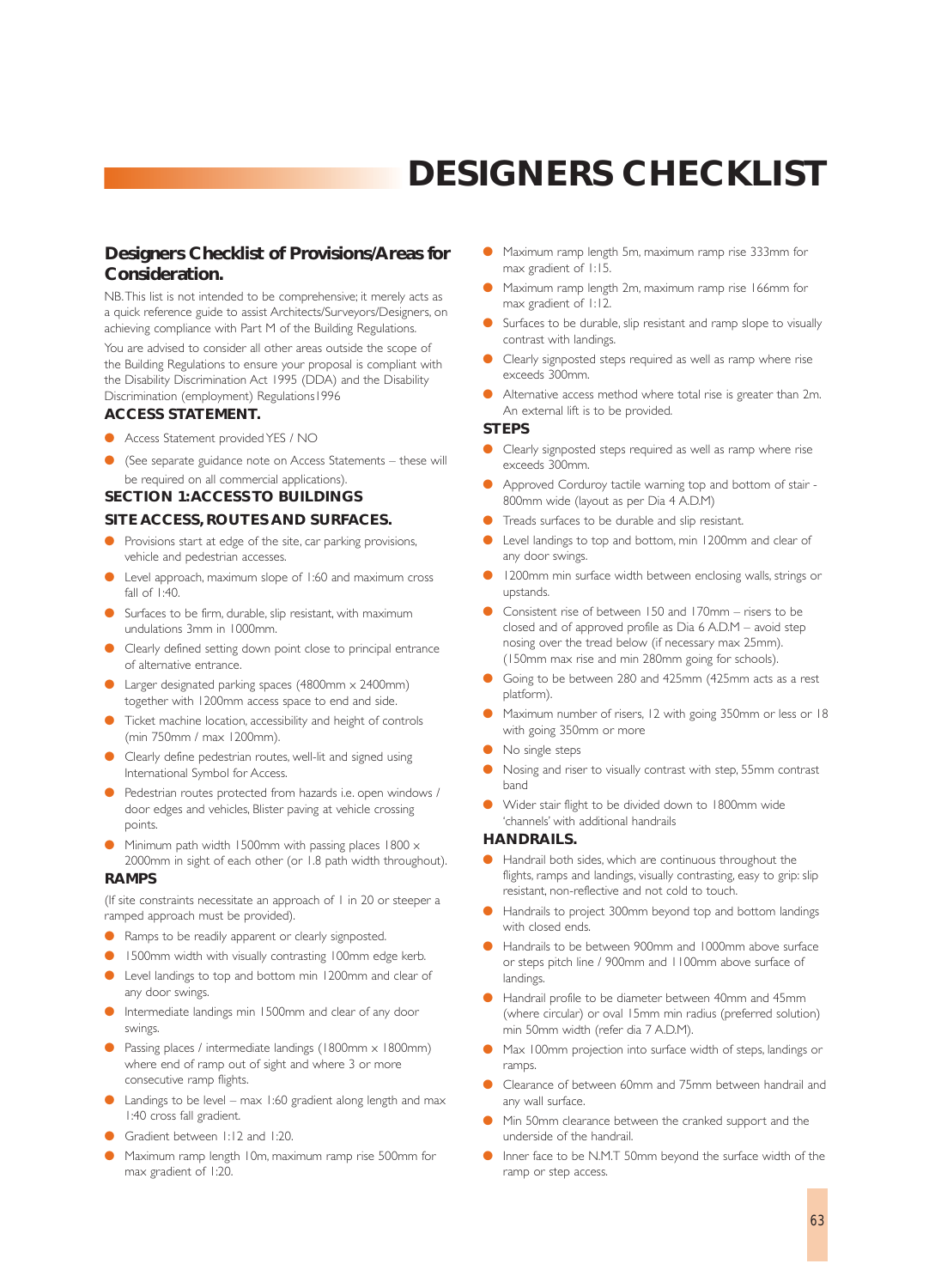# DESIGNERS CHECKLIST

## Designers Checklist of Provisions/Areas for Consideration.

NB. This list is not intended to be comprehensive; it merely acts as a quick reference guide to assist Architects/Surveyors/Designers, on achieving compliance with Part M of the Building Regulations.

You are advised to consider all other areas outside the scope of the Building Regulations to ensure your proposal is compliant with the Disability Discrimination Act 1995 (DDA) and the Disability Discrimination (employment) Regulations1996

### ACCESS STATEMENT.

- Access Statement provided YES / NO
- (See separate guidance note on Access Statements – these will be required on all commercial applications).

### SECTION 1: ACCESS TO BUILDINGS

### SITE ACCESS, ROUTES AND SURFACES.

- Provisions start at edge of the site, car parking provisions, vehicle and pedestrian accesses.
- Level approach, maximum slope of 1:60 and maximum cross fall of 1:40.
- Surfaces to be firm, durable, slip resistant, with maximum undulations 3mm in 1000mm.
- Clearly defined setting down point close to principal entrance of alternative entrance.
- Larger designated parking spaces (4800mm x 2400mm) together with 1200mm access space to end and side.
- Ticket machine location, accessibility and height of controls (min 750mm / max 1200mm).
- Clearly define pedestrian routes, well-lit and signed using International Symbol for Access.
- Pedestrian routes protected from hazards i.e. open windows / door edges and vehicles, Blister paving at vehicle crossing points.
- Minimum path width 1500mm with passing places 1800 x 2000mm in sight of each other (or 1.8 path width throughout).

### RAMPS

(If site constraints necessitate an approach of 1 in 20 or steeper a ramped approach must be provided).

- Ramps to be readily apparent or clearly signposted.
- 1500mm width with visually contrasting 100mm edge kerb.
- Level landings to top and bottom min 1200mm and clear of any door swings.
- Intermediate landings min 1500mm and clear of any door swings.
- Passing places / intermediate landings (1800mm x 1800mm) where end of ramp out of sight and where 3 or more consecutive ramp flights.
- Landings to be level – max 1:60 gradient along length and max 1:40 cross fall gradient.
- Gradient between 1:12 and 1:20.
- Maximum ramp length 10m, maximum ramp rise 500mm for max gradient of 1:20.
- Maximum ramp length 5m, maximum ramp rise 333mm for max gradient of 1:15.
- Maximum ramp length 2m, maximum ramp rise 166mm for max gradient of 1:12.
- Surfaces to be durable, slip resistant and ramp slope to visually contrast with landings.
- Clearly signposted steps required as well as ramp where rise exceeds 300mm.
- Alternative access method where total rise is greater than 2m. An external lift is to be provided.

### STEPS

- Clearly signposted steps required as well as ramp where rise exceeds 300mm.
- Approved Corduroy tactile warning top and bottom of stair - 800mm wide (layout as per Dia 4 A.D.M)
- Treads surfaces to be durable and slip resistant.
- Level landings to top and bottom, min 1200mm and clear of any door swings.
- 1200mm min surface width between enclosing walls, strings or upstands.
- Consistent rise of between 150 and 170mm – risers to be closed and of approved profile as Dia 6 A.D.M – avoid step nosing over the tread below (if necessary max 25mm). (150mm max rise and min 280mm going for schools).
- Going to be between 280 and 425mm (425mm acts as a rest platform).
- Maximum number of risers, 12 with going 350mm or less or 18 with going 350mm or more
- No single steps
- Nosing and riser to visually contrast with step, 55mm contrast band
- Wider stair flight to be divided down to 1800mm wide 'channels' with additional handrails

### HANDRAILS.

- Handrail both sides, which are continuous throughout the flights, ramps and landings, visually contrasting, easy to grip: slip resistant, non-reflective and not cold to touch.
- Handrails to project 300mm beyond top and bottom landings with closed ends.
- Handrails to be between 900mm and 1000mm above surface or steps pitch line / 900mm and 1100mm above surface of landings.
- Handrail profile to be diameter between 40mm and 45mm (where circular) or oval 15mm min radius (preferred solution) min 50mm width (refer dia 7 A.D.M).
- Max 100mm projection into surface width of steps, landings or ramps.
- Clearance of between 60mm and 75mm between handrail and any wall surface.
- Min 50mm clearance between the cranked support and the underside of the handrail.
- Inner face to be N.M.T 50mm beyond the surface width of the ramp or step access.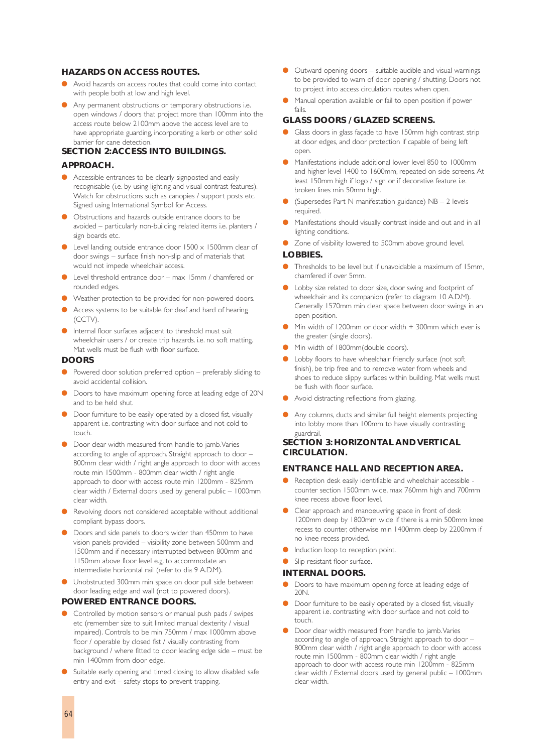## HAZARDS ON ACCESS ROUTES.

- Avoid hazards on access routes that could come into contact with people both at low and high level.
- Any permanent obstructions or temporary obstructions i.e. open windows / doors that project more than 100mm into the access route below 2100mm above the access level are to have appropriate guarding, incorporating a kerb or other solid barrier for cane detection.

## SECTION 2:ACCESS INTO BUILDINGS.

### APPROACH.

- Accessible entrances to be clearly signposted and easily recognisable (i.e. by using lighting and visual contrast features). Watch for obstructions such as canopies / support posts etc. Signed using International Symbol for Access.
- Obstructions and hazards outside entrance doors to be avoided – particularly non-building related items i.e. planters / sign boards etc.
- Level landing outside entrance door 1500 x 1500mm clear of door swings – surface finish non-slip and of materials that would not impede wheelchair access.
- Level threshold entrance door – max 15mm / chamfered or rounded edges.
- Weather protection to be provided for non-powered doors.
- Access systems to be suitable for deaf and hard of hearing (CCTV).
- Internal floor surfaces adjacent to threshold must suit wheelchair users / or create trip hazards. i.e. no soft matting. Mat wells must be flush with floor surface.

### DOORS

- Powered door solution preferred option – preferably sliding to avoid accidental collision.
- Doors to have maximum opening force at leading edge of 20N and to be held shut.
- Door furniture to be easily operated by a closed fist, visually apparent i.e. contrasting with door surface and not cold to touch.
- Door clear width measured from handle to jamb. Varies according to angle of approach. Straight approach to door – 800mm clear width / right angle approach to door with access route min 1500mm - 800mm clear width / right angle approach to door with access route min 1200mm - 825mm clear width / External doors used by general public – 1000mm clear width.
- Revolving doors not considered acceptable without additional compliant bypass doors.
- Doors and side panels to doors wider than 450mm to have vision panels provided – visibility zone between 500mm and 1500mm and if necessary interrupted between 800mm and 1150mm above floor level e.g. to accommodate an intermediate horizontal rail (refer to dia 9 A.D.M).
- Unobstructed 300mm min space on door pull side between door leading edge and wall (not to powered doors).

### POWERED ENTRANCE DOORS.

- Controlled by motion sensors or manual push pads / swipes etc (remember size to suit limited manual dexterity / visual impaired). Controls to be min 750mm / max 1000mm above floor / operable by closed fist / visually contrasting from background / where fitted to door leading edge side – must be min 1400mm from door edge.
- Suitable early opening and timed closing to allow disabled safe entry and exit – safety stops to prevent trapping.
- Outward opening doors – suitable audible and visual warnings to be provided to warn of door opening / shutting. Doors not to project into access circulation routes when open.
- Manual operation available or fail to open position if power fails.

### GLASS DOORS / GLAZED SCREENS.

- Glass doors in glass façade to have 150mm high contrast strip at door edges, and door protection if capable of being left open.
- Manifestations include additional lower level 850 to 1000mm and higher level 1400 to 1600mm, repeated on side screens. At least 150mm high if logo / sign or if decorative feature i.e. broken lines min 50mm high.
- (Supersedes Part N manifestation guidance) NB – 2 levels required.
- Manifestations should visually contrast inside and out and in all lighting conditions.
- Zone of visibility lowered to 500mm above ground level.

### LOBBIES.

- Thresholds to be level but if unavoidable a maximum of 15mm, chamfered if over 5mm.
- Lobby size related to door size, door swing and footprint of wheelchair and its companion (refer to diagram 10 A.D.M). Generally 1570mm min clear space between door swings in an open position.
- Min width of 1200mm or door width + 300mm which ever is the greater (single doors).
- Min width of 1800mm(double doors).
- Lobby floors to have wheelchair friendly surface (not soft finish), be trip free and to remove water from wheels and shoes to reduce slippy surfaces within building. Mat wells must be flush with floor surface.
- Avoid distracting reflections from glazing.
- Any columns, ducts and similar full height elements projecting into lobby more than 100mm to have visually contrasting guardrail.

## SECTION 3: HORIZONTAL AND VERTICAL CIRCULATION.

### ENTRANCE HALL AND RECEPTION AREA.

- Reception desk easily identifiable and wheelchair accessible - counter section 1500mm wide, max 760mm high and 700mm knee recess above floor level.
- Clear approach and manoeuvring space in front of desk 1200mm deep by 1800mm wide if there is a min 500mm knee recess to counter, otherwise min 1400mm deep by 2200mm if no knee recess provided.
- Induction loop to reception point.
- Slip resistant floor surface.

### INTERNAL DOORS.

- Doors to have maximum opening force at leading edge of 20N.
- Door furniture to be easily operated by a closed fist, visually apparent i.e. contrasting with door surface and not cold to touch.
- Door clear width measured from handle to jamb. Varies according to angle of approach. Straight approach to door – 800mm clear width / right angle approach to door with access route min 1500mm - 800mm clear width / right angle approach to door with access route min 1200mm - 825mm clear width / External doors used by general public – 1000mm clear width.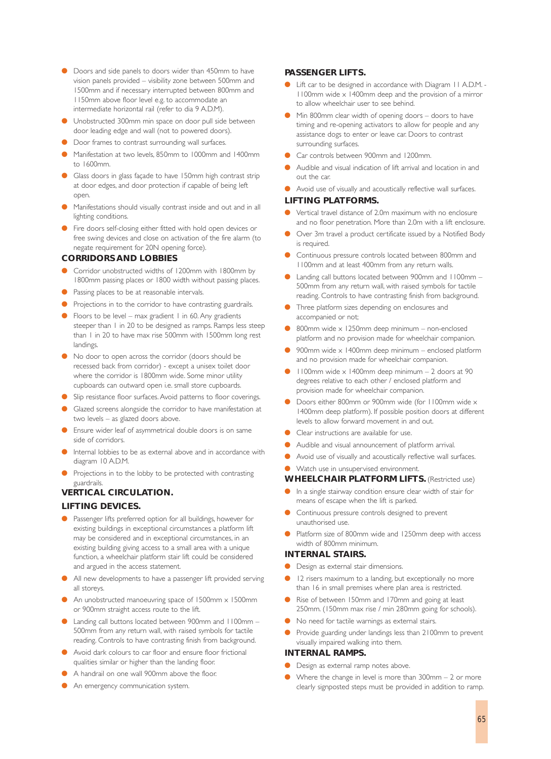- Doors and side panels to doors wider than 450mm to have vision panels provided – visibility zone between 500mm and 1500mm and if necessary interrupted between 800mm and 1150mm above floor level e.g. to accommodate an intermediate horizontal rail (refer to dia 9 A.D.M).
- Unobstructed 300mm min space on door pull side between door leading edge and wall (not to powered doors).
- Door frames to contrast surrounding wall surfaces.
- Manifestation at two levels, 850mm to 1000mm and 1400mm to 1600mm.
- Glass doors in glass façade to have 150mm high contrast strip at door edges, and door protection if capable of being left open.
- Manifestations should visually contrast inside and out and in all lighting conditions.
- Fire doors self-closing either fitted with hold open devices or free swing devices and close on activation of the fire alarm (to negate requirement for 20N opening force).

### CORRIDORS AND LOBBIES

- Corridor unobstructed widths of 1200mm with 1800mm by 1800mm passing places or 1800 width without passing places.
- Passing places to be at reasonable intervals.
- Projections in to the corridor to have contrasting guardrails.
- Floors to be level – max gradient 1 in 60. Any gradients steeper than 1 in 20 to be designed as ramps. Ramps less steep than 1 in 20 to have max rise 500mm with 1500mm long rest landings.
- No door to open across the corridor (doors should be recessed back from corridor) - except a unisex toilet door where the corridor is 1800mm wide. Some minor utility cupboards can outward open i.e. small store cupboards.
- Slip resistance floor surfaces. Avoid patterns to floor coverings.
- Glazed screens alongside the corridor to have manifestation at two levels – as glazed doors above.
- Ensure wider leaf of asymmetrical double doors is on same side of corridors.
- Internal lobbies to be as external above and in accordance with diagram 10 A.D.M.
- Projections in to the lobby to be protected with contrasting guardrails.

## VERTICAL CIRCULATION.

### LIFTING DEVICES.

- Passenger lifts preferred option for all buildings, however for existing buildings in exceptional circumstances a platform lift may be considered and in exceptional circumstances, in an existing building giving access to a small area with a unique function, a wheelchair platform stair lift could be considered and argued in the access statement.
- All new developments to have a passenger lift provided serving all storeys.
- An unobstructed manoeuvring space of 1500mm x 1500mm or 900mm straight access route to the lift.
- Landing call buttons located between 900mm and 1100mm – 500mm from any return wall, with raised symbols for tactile reading. Controls to have contrasting finish from background.
- Avoid dark colours to car floor and ensure floor frictional qualities similar or higher than the landing floor.
- A handrail on one wall 900mm above the floor.
- An emergency communication system.

### PASSENGER LIFTS.

- Lift car to be designed in accordance with Diagram 11 A.D.M. - 1100mm wide x 1400mm deep and the provision of a mirror to allow wheelchair user to see behind.
- Min 800mm clear width of opening doors – doors to have timing and re-opening activators to allow for people and any assistance dogs to enter or leave car. Doors to contrast surrounding surfaces.
- Car controls between 900mm and 1200mm.
- Audible and visual indication of lift arrival and location in and out the car.
- Avoid use of visually and acoustically reflective wall surfaces.

### LIFTING PLATFORMS.

- Vertical travel distance of 2.0m maximum with no enclosure and no floor penetration. More than 2.0m with a lift enclosure.
- Over 3m travel a product certificate issued by a Notified Body is required.
- Continuous pressure controls located between 800mm and 1100mm and at least 400mm from any return walls.
- Landing call buttons located between 900mm and 1100mm – 500mm from any return wall, with raised symbols for tactile reading. Controls to have contrasting finish from background.
- Three platform sizes depending on enclosures and accompanied or not;
- 800mm wide x 1250mm deep minimum – non-enclosed platform and no provision made for wheelchair companion.
- 900mm wide x 1400mm deep minimum – enclosed platform and no provision made for wheelchair companion.
- 1100mm wide x 1400mm deep minimum – 2 doors at 90 degrees relative to each other / enclosed platform and provision made for wheelchair companion.
- Doors either 800mm or 900mm wide (for 1100mm wide x 1400mm deep platform). If possible position doors at different levels to allow forward movement in and out.
- Clear instructions are available for use.
- Audible and visual announcement of platform arrival.
- Avoid use of visually and acoustically reflective wall surfaces.
- Watch use in unsupervised environment.

### WHEELCHAIR PLATFORM LIFTS. (Restricted use)

- In a single stairway condition ensure clear width of stair for means of escape when the lift is parked.
- Continuous pressure controls designed to prevent unauthorised use.
- Platform size of 800mm wide and 1250mm deep with access width of 800mm minimum.

### INTERNAL STAIRS.

- Design as external stair dimensions.
- 12 risers maximum to a landing, but exceptionally no more than 16 in small premises where plan area is restricted.
- Rise of between 150mm and 170mm and going at least 250mm. (150mm max rise / min 280mm going for schools).
- No need for tactile warnings as external stairs.
- Provide guarding under landings less than 2100mm to prevent visually impaired walking into them.

### INTERNAL RAMPS.

- Design as external ramp notes above.
- Where the change in level is more than 300mm – 2 or more clearly signposted steps must be provided in addition to ramp.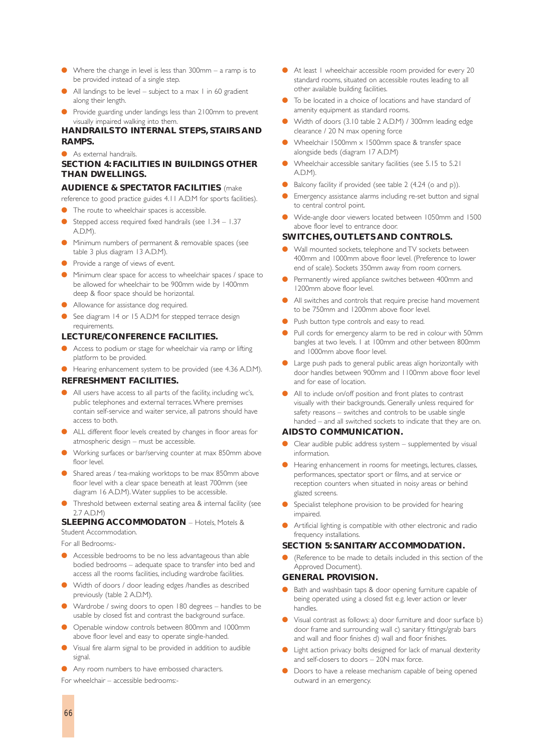- Where the change in level is less than 300mm – a ramp is to be provided instead of a single step.
- All landings to be level – subject to a max 1 in 60 gradient along their length.
- Provide guarding under landings less than 2100mm to prevent visually impaired walking into them.

## HANDRAILS TO INTERNAL STEPS, STAIRS AND RAMPS.

- As external handrails.

## SECTION 4: FACILITIES IN BUILDINGS OTHER THAN DWELLINGS.

### AUDIENCE & SPECTATOR FACILITIES

(make reference to good practice guides 4.11 A.D.M for sports facilities).

- The route to wheelchair spaces is accessible.
- Stepped access required fixed handrails (see 1.34 – 1.37 A.D.M).
- Minimum numbers of permanent & removable spaces (see table 3 plus diagram 13 A.D.M).
- Provide a range of views of event.
- Minimum clear space for access to wheelchair spaces / space to be allowed for wheelchair to be 900mm wide by 1400mm deep & floor space should be horizontal.
- Allowance for assistance dog required.
- See diagram 14 or 15 A.D.M for stepped terrace design requirements.

### LECTURE/CONFERENCE FACILITIES.

- Access to podium or stage for wheelchair via ramp or lifting platform to be provided.
- Hearing enhancement system to be provided (see 4.36 A.D.M).

### REFRESHMENT FACILITIES.

- All users have access to all parts of the facility, including wc's, public telephones and external terraces. Where premises contain self-service and waiter service, all patrons should have access to both.
- ALL different floor levels created by changes in floor areas for atmospheric design – must be accessible.
- Working surfaces or bar/serving counter at max 850mm above floor level.
- Shared areas / tea-making worktops to be max 850mm above floor level with a clear space beneath at least 700mm (see diagram 16 A.D.M). Water supplies to be accessible.
- Threshold between external seating area & internal facility (see 2.7 A.D.M)

### SLEEPING ACCOMMODATON

– Hotels, Motels & Student Accommodation.

For all Bedrooms:-

- Accessible bedrooms to be no less advantageous than able bodied bedrooms – adequate space to transfer into bed and access all the rooms facilities, including wardrobe facilities.
- Width of doors / door leading edges /handles as described previously (table 2 A.D.M).
- Wardrobe / swing doors to open 180 degrees – handles to be usable by closed fist and contrast the background surface.
- Openable window controls between 800mm and 1000mm above floor level and easy to operate single-handed.
- Visual fire alarm signal to be provided in addition to audible signal.
- Any room numbers to have embossed characters.

For wheelchair – accessible bedrooms:-

- At least 1 wheelchair accessible room provided for every 20 standard rooms, situated on accessible routes leading to all other available building facilities.
- To be located in a choice of locations and have standard of amenity equipment as standard rooms.
- Width of doors (3.10 table 2 A.D.M) / 300mm leading edge clearance / 20 N max opening force
- Wheelchair 1500mm x 1500mm space & transfer space alongside beds (diagram 17 A.D.M)
- Wheelchair accessible sanitary facilities (see 5.15 to 5.21 A.D.M).
- Balcony facility if provided (see table 2 (4.24 (o and p)).
- Emergency assistance alarms including re-set button and signal to central control point.
- Wide-angle door viewers located between 1050mm and 1500 above floor level to entrance door.

### SWITCHES, OUTLETS AND CONTROLS.

- Wall mounted sockets, telephone and TV sockets between 400mm and 1000mm above floor level. (Preference to lower end of scale). Sockets 350mm away from room corners.
- Permanently wired appliance switches between 400mm and 1200mm above floor level.
- All switches and controls that require precise hand movement to be 750mm and 1200mm above floor level.
- Push button type controls and easy to read.
- Pull cords for emergency alarm to be red in colour with 50mm bangles at two levels. 1 at 100mm and other between 800mm and 1000mm above floor level.
- Large push pads to general public areas align horizontally with door handles between 900mm and 1100mm above floor level and for ease of location.
- All to include on/off position and front plates to contrast visually with their backgrounds. Generally unless required for safety reasons – switches and controls to be usable single handed – and all switched sockets to indicate that they are on.

### AIDS TO COMMUNICATION.

- Clear audible public address system – supplemented by visual information.
- Hearing enhancement in rooms for meetings, lectures, classes, performances, spectator sport or films, and at service or reception counters when situated in noisy areas or behind glazed screens.
- Specialist telephone provision to be provided for hearing impaired.
- Artificial lighting is compatible with other electronic and radio frequency installations.

## SECTION 5: SANITARY ACCOMMODATION.

- (Reference to be made to details included in this section of the Approved Document).

### GENERAL PROVISION.

- Bath and washbasin taps & door opening furniture capable of being operated using a closed fist e.g. lever action or lever handles.
- Visual contrast as follows: a) door furniture and door surface b) door frame and surrounding wall c) sanitary fittings/grab bars and wall and floor finishes d) wall and floor finishes.
- Light action privacy bolts designed for lack of manual dexterity and self-closers to doors – 20N max force.
- Doors to have a release mechanism capable of being opened outward in an emergency.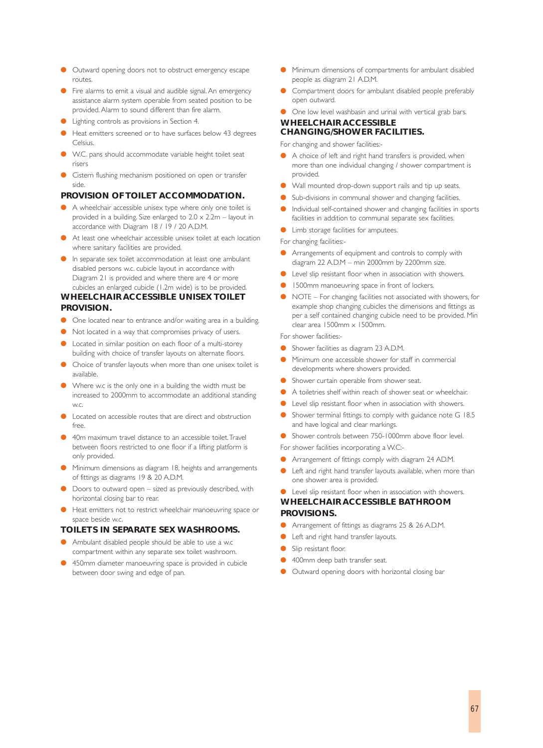- Outward opening doors not to obstruct emergency escape routes.
- Fire alarms to emit a visual and audible signal. An emergency assistance alarm system operable from seated position to be provided. Alarm to sound different than fire alarm.
- Lighting controls as provisions in Section 4.
- Heat emitters screened or to have surfaces below 43 degrees Celsius.
- W.C. pans should accommodate variable height toilet seat risers
- Cistern flushing mechanism positioned on open or transfer side.

## PROVISION OF TOILET ACCOMMODATION.

- A wheelchair accessible unisex type where only one toilet is provided in a building. Size enlarged to 2.0 x 2.2m – layout in accordance with Diagram 18 / 19 / 20 A.D.M.
- At least one wheelchair accessible unisex toilet at each location where sanitary facilities are provided.
- In separate sex toilet accommodation at least one ambulant disabled persons w.c. cubicle layout in accordance with Diagram 21 is provided and where there are 4 or more cubicles an enlarged cubicle (1.2m wide) is to be provided.

## WHEELCHAIR ACCESSIBLE UNISEX TOILET PROVISION.

- One located near to entrance and/or waiting area in a building.
- Not located in a way that compromises privacy of users.
- Located in similar position on each floor of a multi-storey building with choice of transfer layouts on alternate floors.
- Choice of transfer layouts when more than one unisex toilet is available.
- Where w.c is the only one in a building the width must be increased to 2000mm to accommodate an additional standing w.c.
- Located on accessible routes that are direct and obstruction free.
- 40m maximum travel distance to an accessible toilet. Travel between floors restricted to one floor if a lifting platform is only provided.
- Minimum dimensions as diagram 18, heights and arrangements of fittings as diagrams 19 & 20 A.D.M.
- Doors to outward open – sized as previously described, with horizontal closing bar to rear.
- Heat emitters not to restrict wheelchair manoeuvring space or space beside w.c.

## TOILETS IN SEPARATE SEX WASHROOMS.

- Ambulant disabled people should be able to use a w.c compartment within any separate sex toilet washroom.
- 450mm diameter manoeuvring space is provided in cubicle between door swing and edge of pan.
- Minimum dimensions of compartments for ambulant disabled people as diagram 21 A.D.M.
- Compartment doors for ambulant disabled people preferably open outward.
- One low level washbasin and urinal with vertical grab bars.

## WHEELCHAIR ACCESSIBLE CHANGING/SHOWER FACILITIES.

For changing and shower facilities:-

- A choice of left and right hand transfers is provided, when more than one individual changing / shower compartment is provided.
- Wall mounted drop-down support rails and tip up seats.
- Sub-divisions in communal shower and changing facilities.
- Individual self-contained shower and changing facilities in sports facilities in addition to communal separate sex facilities.
- Limb storage facilities for amputees.

For changing facilities:-

- Arrangements of equipment and controls to comply with diagram 22 A.D.M – min 2000mm by 2200mm size.
- Level slip resistant floor when in association with showers.
- 1500mm manoeuvring space in front of lockers.
- NOTE – For changing facilities not associated with showers, for example shop changing cubicles the dimensions and fittings as per a self contained changing cubicle need to be provided. Min clear area 1500mm x 1500mm.

For shower facilities:-

- Shower facilities as diagram 23 A.D.M.
- Minimum one accessible shower for staff in commercial developments where showers provided.
- Shower curtain operable from shower seat.
- A toiletries shelf within reach of shower seat or wheelchair.
- Level slip resistant floor when in association with showers.
- Shower terminal fittings to comply with guidance note G 18.5 and have logical and clear markings.
- Shower controls between 750-1000mm above floor level.

For shower facilities incorporating a W.C:-

- Arrangement of fittings comply with diagram 24 AD.M.
- Left and right hand transfer layouts available, when more than one shower area is provided.
- Level slip resistant floor when in association with showers.

## WHEELCHAIR ACCESSIBLE BATHROOM PROVISIONS.

- Arrangement of fittings as diagrams 25 & 26 A.D.M.
- Left and right hand transfer layouts.
- Slip resistant floor.
- 400mm deep bath transfer seat.
- Outward opening doors with horizontal closing bar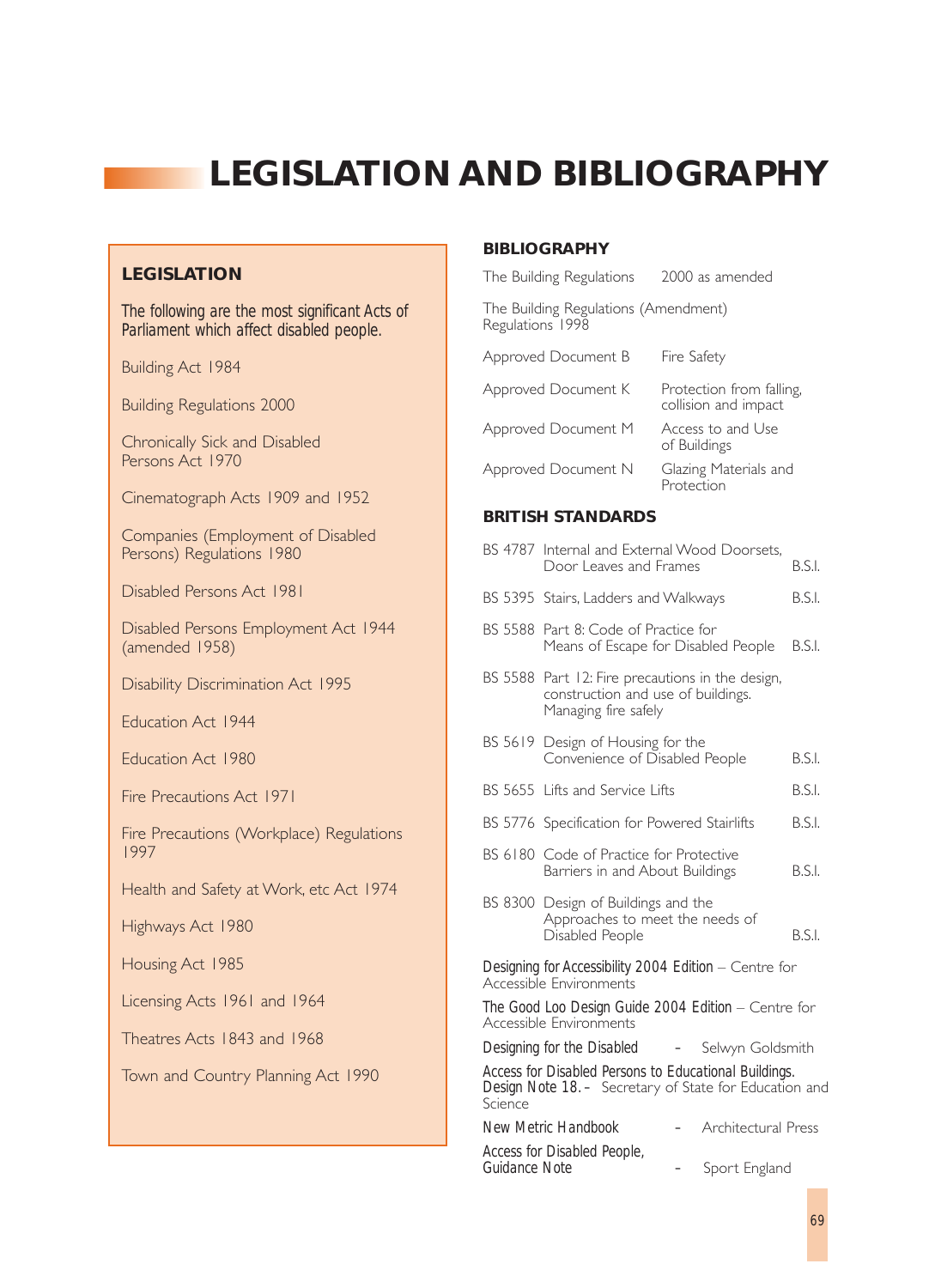# LEGISLATION AND BIBLIOGRAPHY

## LEGISLATION

The following are the most significant Acts of Parliament which affect disabled people.

Building Act 1984

Building Regulations 2000

Chronically Sick and Disabled Persons Act 1970

Cinematograph Acts 1909 and 1952

Companies (Employment of Disabled Persons) Regulations 1980

Disabled Persons Act 1981

Disabled Persons Employment Act 1944 (amended 1958)

Disability Discrimination Act 1995

Education Act 1944

Education Act 1980

Fire Precautions Act 1971

Fire Precautions (Workplace) Regulations 1997

Health and Safety at Work, etc Act 1974

Highways Act 1980

Housing Act 1985

Licensing Acts 1961 and 1964

Theatres Acts 1843 and 1968

Town and Country Planning Act 1990

## BIBLIOGRAPHY

| | |
|---|---|
| The Building Regulations | 2000 as amended |
| The Building Regulations (Amendment) Regulations 1998 | |
| Approved Document B | Fire Safety |
| Approved Document K | Protection from falling, collision and impact |
| Approved Document M | Access to and Use of Buildings |
| Approved Document N | Glazing Materials and Protection |

## BRITISH STANDARDS

| | | |
|---|---|---|
| BS 4787 | Internal and External Wood Doorsets, Door Leaves and Frames | B.S.I. |
| BS 5395 | Stairs, Ladders and Walkways | B.S.I. |
| BS 5588 | Part 8: Code of Practice for Means of Escape for Disabled People | B.S.I. |
| BS 5588 | Part 12: Fire precautions in the design, construction and use of buildings. Managing fire safely | |
| BS 5619 | Design of Housing for the Convenience of Disabled People | B.S.I. |
| BS 5655 | Lifts and Service Lifts | B.S.I. |
| BS 5776 | Specification for Powered Stairlifts | B.S.I. |
| BS 6180 | Code of Practice for Protective Barriers in and About Buildings | B.S.I. |
| BS 8300 | Design of Buildings and the Approaches to meet the needs of Disabled People | B.S.I. |

Designing for Accessibility 2004 Edition – Centre for Accessible Environments

The Good Loo Design Guide 2004 Edition – Centre for Accessible Environments

Designing for the Disabled - Selwyn Goldsmith

Access for Disabled Persons to Educational Buildings. Design Note 18. - Secretary of State for Education and Science

New Metric Handbook - Architectural Press

Access for Disabled People, Guidance Note - Sport England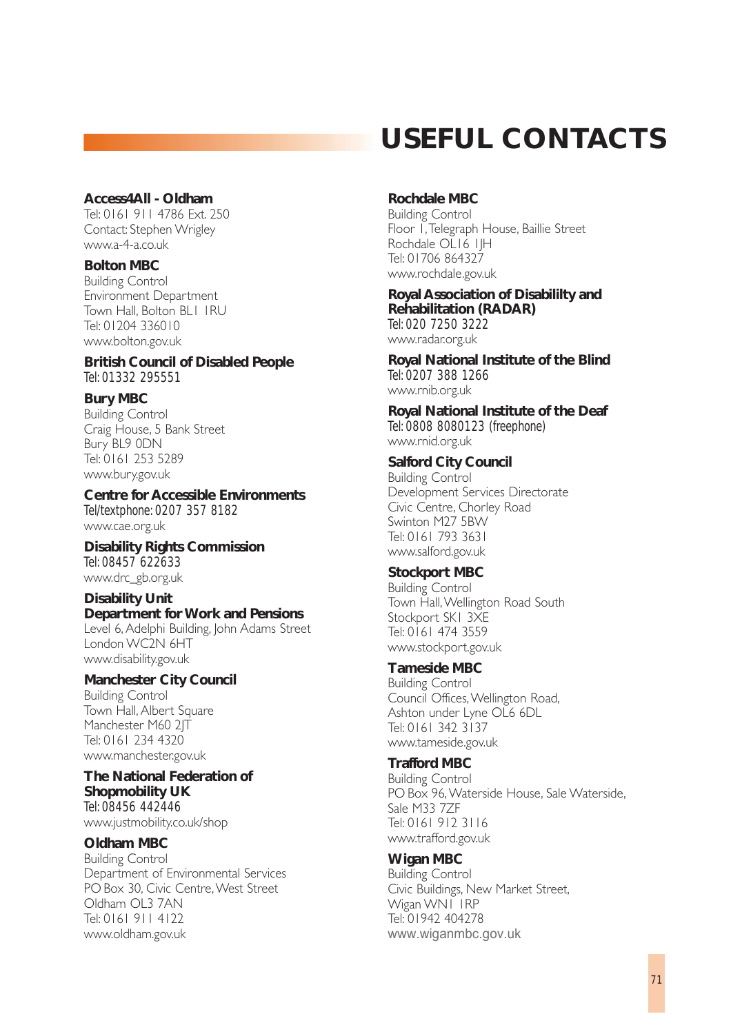# USEFUL CONTACTS

**Access4All - Oldham**
Tel: 0161 911 4786 Ext. 250
Contact: Stephen Wrigley
www.a-4-a.co.uk

**Bolton MBC**
Building Control
Environment Department
Town Hall, Bolton BL1 1RU
Tel: 01204 336010
www.bolton.gov.uk

**British Council of Disabled People**
Tel: 01332 295551

**Bury MBC**
Building Control
Craig House, 5 Bank Street
Bury BL9 0DN
Tel: 0161 253 5289
www.bury.gov.uk

**Centre for Accessible Environments**
Tel/textphone: 0207 357 8182
www.cae.org.uk

**Disability Rights Commission**
Tel: 08457 622633
www.drc_gb.org.uk

**Disability Unit**
**Department for Work and Pensions**
Level 6, Adelphi Building, John Adams Street
London WC2N 6HT
www.disability.gov.uk

**Manchester City Council**
Building Control
Town Hall, Albert Square
Manchester M60 2JT
Tel: 0161 234 4320
www.manchester.gov.uk

**The National Federation of Shopmobility UK**
Tel: 08456 442446
www.justmobility.co.uk/shop

**Oldham MBC**
Building Control
Department of Environmental Services
PO Box 30, Civic Centre, West Street
Oldham OL3 7AN
Tel: 0161 911 4122
www.oldham.gov.uk

**Rochdale MBC**
Building Control
Floor 1, Telegraph House, Baillie Street
Rochdale OL16 1JH
Tel: 01706 864327
www.rochdale.gov.uk

**Royal Association of Disabililty and Rehabilitation (RADAR)**
Tel: 020 7250 3222
www.radar.org.uk

**Royal National Institute of the Blind**
Tel: 0207 388 1266
www.rnib.org.uk

**Royal National Institute of the Deaf**
Tel: 0808 8080123 (freephone)
www.rnid.org.uk

**Salford City Council**
Building Control
Development Services Directorate
Civic Centre, Chorley Road
Swinton M27 5BW
Tel: 0161 793 3631
www.salford.gov.uk

**Stockport MBC**
Building Control
Town Hall, Wellington Road South
Stockport SK1 3XE
Tel: 0161 474 3559
www.stockport.gov.uk

**Tameside MBC**
Building Control
Council Offices, Wellington Road,
Ashton under Lyne OL6 6DL
Tel: 0161 342 3137
www.tameside.gov.uk

**Trafford MBC**
Building Control
PO Box 96, Waterside House, Sale Waterside,
Sale M33 7ZF
Tel: 0161 912 3116
www.trafford.gov.uk

**Wigan MBC**
Building Control
Civic Buildings, New Market Street,
Wigan WN1 1RP
Tel: 01942 404278
www.wiganmbc.gov.uk